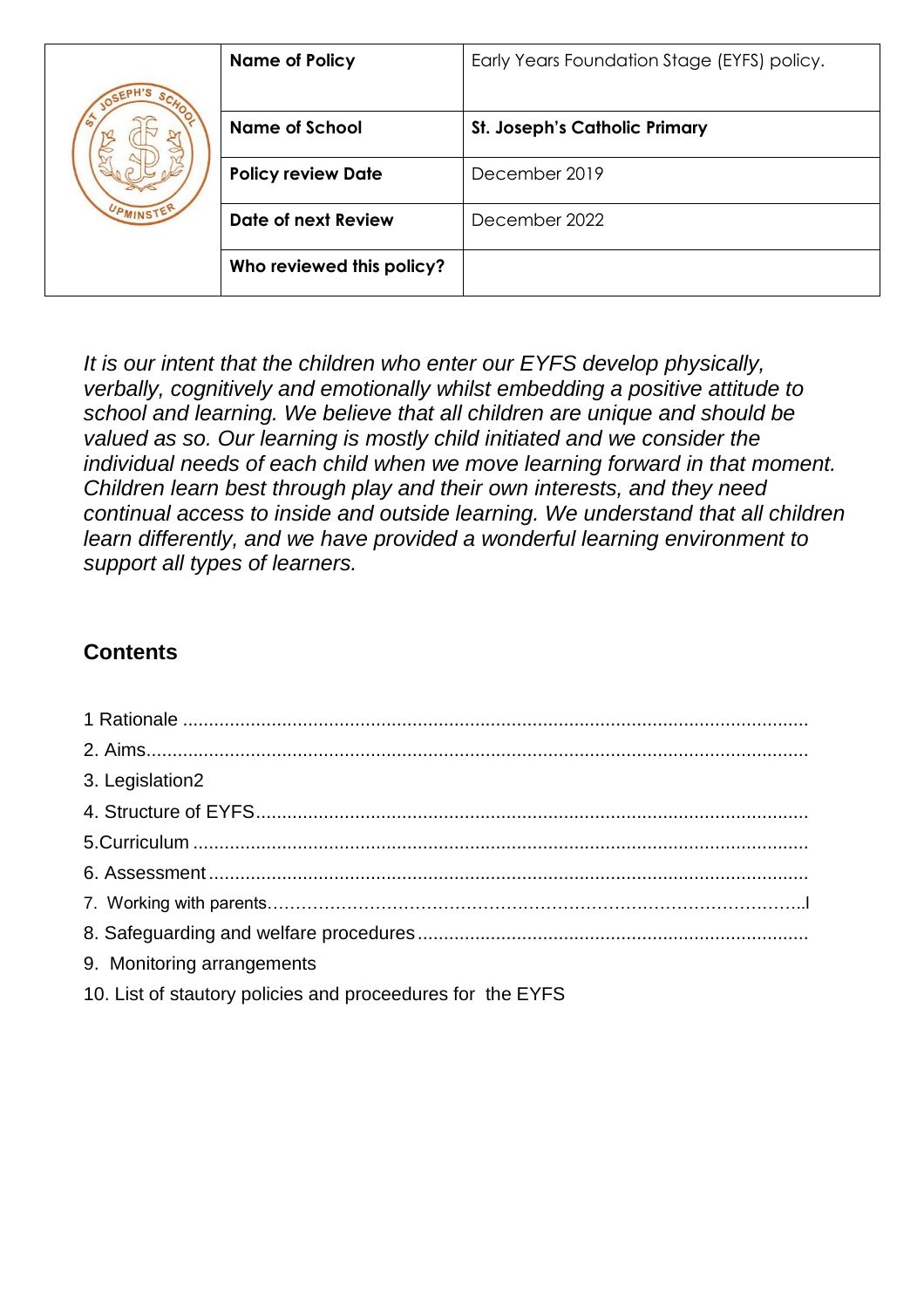| | Name of Policy | Early Years Foundation Stage (EYFS) policy. |
|---|---|---|
| | **Name of School** | **St. Joseph's Catholic Primary** |
| | **Policy review Date** | December 2019 |
| | **Date of next Review** | December 2022 |
| | **Who reviewed this policy?** | |

*It is our intent that the children who enter our EYFS develop physically, verbally, cognitively and emotionally whilst embedding a positive attitude to school and learning. We believe that all children are unique and should be valued as so. Our learning is mostly child initiated and we consider the individual needs of each child when we move learning forward in that moment. Children learn best through play and their own interests, and they need continual access to inside and outside learning. We understand that all children learn differently, and we have provided a wonderful learning environment to support all types of learners.*

## Contents

1 Rationale ........................................................................................................................
2. Aims..............................................................................................................................
3. Legislation2
4. Structure of EYFS.........................................................................................................
5.Curriculum .....................................................................................................................
6. Assessment ..................................................................................................................
7. Working with parents……………………………………………………………………………..l
8. Safeguarding and welfare procedures..........................................................................
9. Monitoring arrangements
10. List of stautory policies and proceedures for the EYFS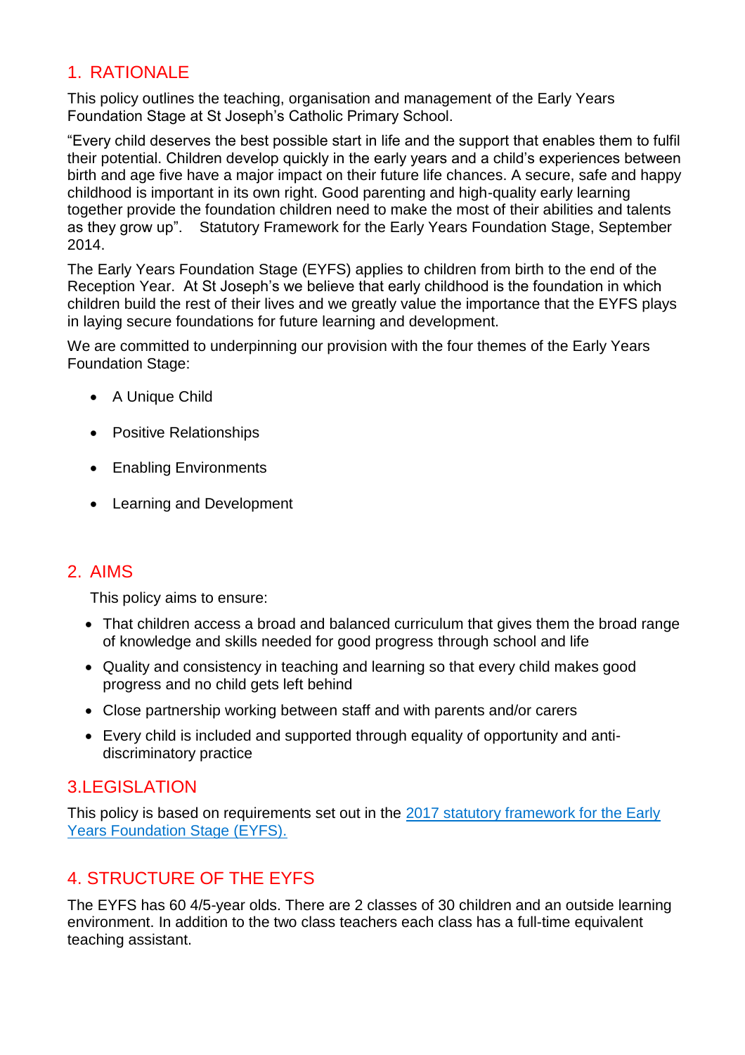## 1. RATIONALE

This policy outlines the teaching, organisation and management of the Early Years Foundation Stage at St Joseph's Catholic Primary School.

"Every child deserves the best possible start in life and the support that enables them to fulfil their potential. Children develop quickly in the early years and a child's experiences between birth and age five have a major impact on their future life chances. A secure, safe and happy childhood is important in its own right. Good parenting and high-quality early learning together provide the foundation children need to make the most of their abilities and talents as they grow up". Statutory Framework for the Early Years Foundation Stage, September 2014.

The Early Years Foundation Stage (EYFS) applies to children from birth to the end of the Reception Year. At St Joseph's we believe that early childhood is the foundation in which children build the rest of their lives and we greatly value the importance that the EYFS plays in laying secure foundations for future learning and development.

We are committed to underpinning our provision with the four themes of the Early Years Foundation Stage:

- A Unique Child
- Positive Relationships
- Enabling Environments
- Learning and Development

## 2. AIMS

This policy aims to ensure:

- That children access a broad and balanced curriculum that gives them the broad range of knowledge and skills needed for good progress through school and life
- Quality and consistency in teaching and learning so that every child makes good progress and no child gets left behind
- Close partnership working between staff and with parents and/or carers
- Every child is included and supported through equality of opportunity and anti-discriminatory practice

## 3.LEGISLATION

This policy is based on requirements set out in the [2017 statutory framework for the Early Years Foundation Stage (EYFS).]

## 4. STRUCTURE OF THE EYFS

The EYFS has 60 4/5-year olds. There are 2 classes of 30 children and an outside learning environment. In addition to the two class teachers each class has a full-time equivalent teaching assistant.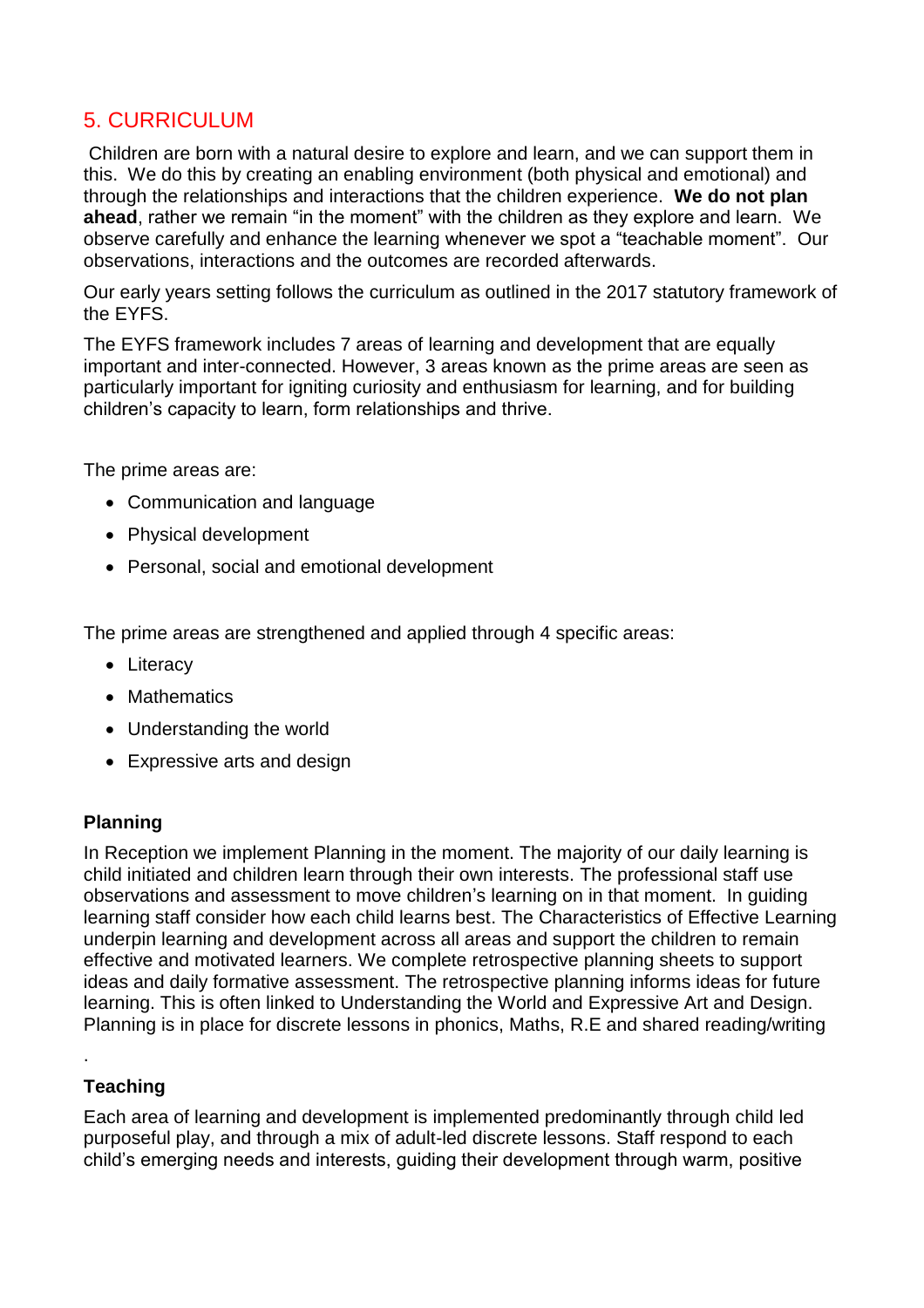## 5. CURRICULUM

Children are born with a natural desire to explore and learn, and we can support them in this. We do this by creating an enabling environment (both physical and emotional) and through the relationships and interactions that the children experience. **We do not plan ahead**, rather we remain "in the moment" with the children as they explore and learn. We observe carefully and enhance the learning whenever we spot a "teachable moment". Our observations, interactions and the outcomes are recorded afterwards.

Our early years setting follows the curriculum as outlined in the 2017 statutory framework of the EYFS.

The EYFS framework includes 7 areas of learning and development that are equally important and inter-connected. However, 3 areas known as the prime areas are seen as particularly important for igniting curiosity and enthusiasm for learning, and for building children's capacity to learn, form relationships and thrive.

The prime areas are:

- Communication and language
- Physical development
- Personal, social and emotional development

The prime areas are strengthened and applied through 4 specific areas:

- Literacy
- Mathematics
- Understanding the world
- Expressive arts and design

**Planning**

In Reception we implement Planning in the moment. The majority of our daily learning is child initiated and children learn through their own interests. The professional staff use observations and assessment to move children's learning on in that moment. In guiding learning staff consider how each child learns best. The Characteristics of Effective Learning underpin learning and development across all areas and support the children to remain effective and motivated learners. We complete retrospective planning sheets to support ideas and daily formative assessment. The retrospective planning informs ideas for future learning. This is often linked to Understanding the World and Expressive Art and Design. Planning is in place for discrete lessons in phonics, Maths, R.E and shared reading/writing

.

**Teaching**

Each area of learning and development is implemented predominantly through child led purposeful play, and through a mix of adult-led discrete lessons. Staff respond to each child's emerging needs and interests, guiding their development through warm, positive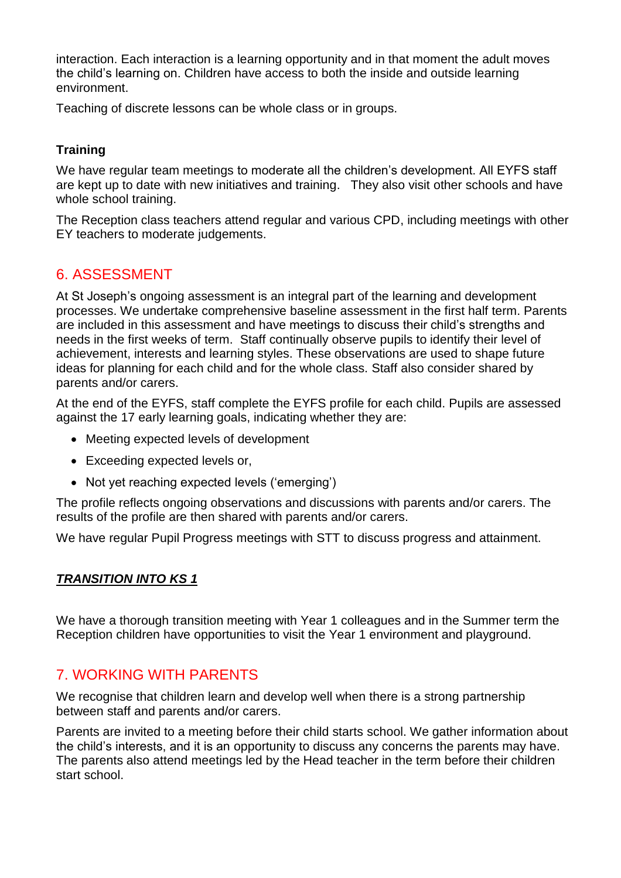interaction. Each interaction is a learning opportunity and in that moment the adult moves the child's learning on. Children have access to both the inside and outside learning environment.

Teaching of discrete lessons can be whole class or in groups.

**Training**

We have regular team meetings to moderate all the children's development. All EYFS staff are kept up to date with new initiatives and training. They also visit other schools and have whole school training.

The Reception class teachers attend regular and various CPD, including meetings with other EY teachers to moderate judgements.

## 6. ASSESSMENT

At St Joseph's ongoing assessment is an integral part of the learning and development processes. We undertake comprehensive baseline assessment in the first half term. Parents are included in this assessment and have meetings to discuss their child's strengths and needs in the first weeks of term. Staff continually observe pupils to identify their level of achievement, interests and learning styles. These observations are used to shape future ideas for planning for each child and for the whole class. Staff also consider shared by parents and/or carers.

At the end of the EYFS, staff complete the EYFS profile for each child. Pupils are assessed against the 17 early learning goals, indicating whether they are:

- Meeting expected levels of development
- Exceeding expected levels or,
- Not yet reaching expected levels ('emerging')

The profile reflects ongoing observations and discussions with parents and/or carers. The results of the profile are then shared with parents and/or carers.

We have regular Pupil Progress meetings with STT to discuss progress and attainment.

***TRANSITION INTO KS 1***

We have a thorough transition meeting with Year 1 colleagues and in the Summer term the Reception children have opportunities to visit the Year 1 environment and playground.

## 7. WORKING WITH PARENTS

We recognise that children learn and develop well when there is a strong partnership between staff and parents and/or carers.

Parents are invited to a meeting before their child starts school. We gather information about the child's interests, and it is an opportunity to discuss any concerns the parents may have. The parents also attend meetings led by the Head teacher in the term before their children start school.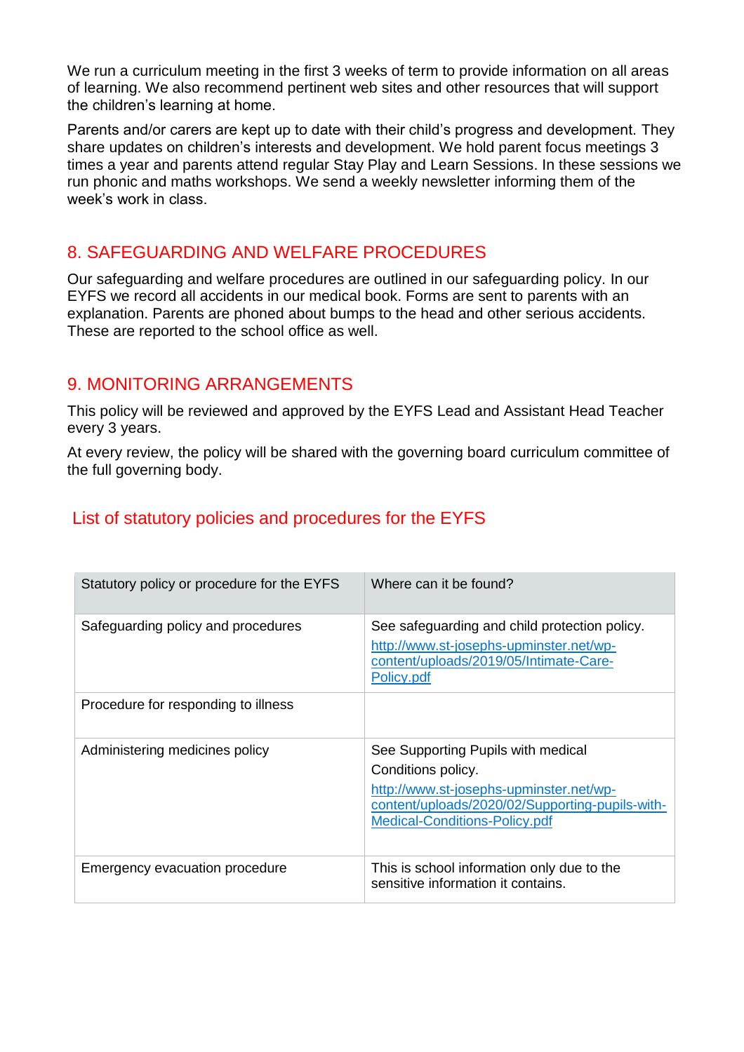We run a curriculum meeting in the first 3 weeks of term to provide information on all areas of learning. We also recommend pertinent web sites and other resources that will support the children's learning at home.

Parents and/or carers are kept up to date with their child's progress and development. They share updates on children's interests and development. We hold parent focus meetings 3 times a year and parents attend regular Stay Play and Learn Sessions. In these sessions we run phonic and maths workshops. We send a weekly newsletter informing them of the week's work in class.

## 8. SAFEGUARDING AND WELFARE PROCEDURES

Our safeguarding and welfare procedures are outlined in our safeguarding policy. In our EYFS we record all accidents in our medical book. Forms are sent to parents with an explanation. Parents are phoned about bumps to the head and other serious accidents. These are reported to the school office as well.

## 9. MONITORING ARRANGEMENTS

This policy will be reviewed and approved by the EYFS Lead and Assistant Head Teacher every 3 years.

At every review, the policy will be shared with the governing board curriculum committee of the full governing body.

## List of statutory policies and procedures for the EYFS

| Statutory policy or procedure for the EYFS | Where can it be found? |
|---|---|
| Safeguarding policy and procedures | See safeguarding and child protection policy. http://www.st-josephs-upminster.net/wp-content/uploads/2019/05/Intimate-Care-Policy.pdf |
| Procedure for responding to illness | |
| Administering medicines policy | See Supporting Pupils with medical Conditions policy. http://www.st-josephs-upminster.net/wp-content/uploads/2020/02/Supporting-pupils-with-Medical-Conditions-Policy.pdf |
| Emergency evacuation procedure | This is school information only due to the sensitive information it contains. |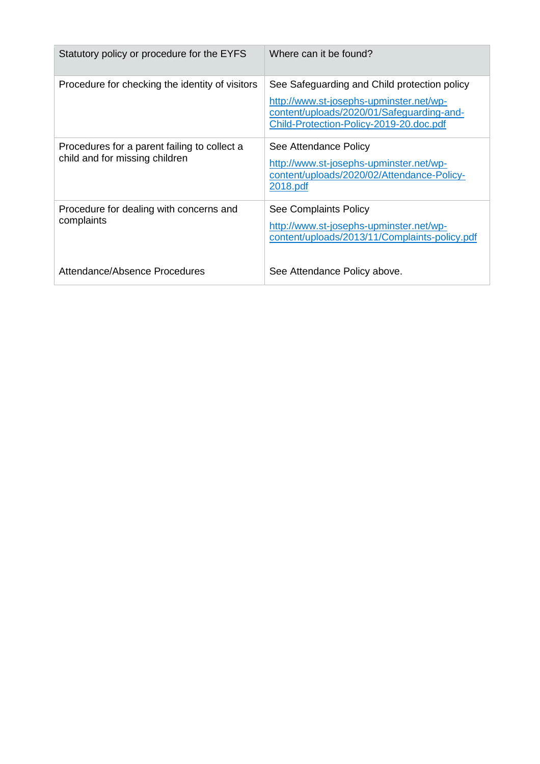| Statutory policy or procedure for the EYFS | Where can it be found? |
|---|---|
| Procedure for checking the identity of visitors | See Safeguarding and Child protection policy<br>http://www.st-josephs-upminster.net/wp-content/uploads/2020/01/Safeguarding-and-Child-Protection-Policy-2019-20.doc.pdf |
| Procedures for a parent failing to collect a child and for missing children | See Attendance Policy<br>http://www.st-josephs-upminster.net/wp-content/uploads/2020/02/Attendance-Policy-2018.pdf |
| Procedure for dealing with concerns and complaints<br><br>Attendance/Absence Procedures | See Complaints Policy<br>http://www.st-josephs-upminster.net/wp-content/uploads/2013/11/Complaints-policy.pdf<br><br>See Attendance Policy above. |